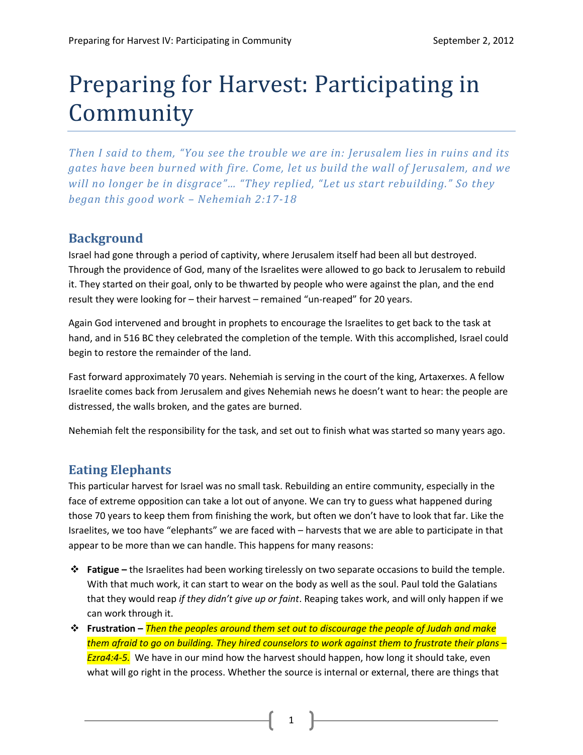# Preparing for Harvest: Participating in Community

*Then I said to them, "You see the trouble we are in: Jerusalem lies in ruins and its gates have been burned with fire. Come, let us build the wall of Jerusalem, and we will no longer be in disgrace"… "They replied, "Let us start rebuilding." So they began this good work – Nehemiah 2:17-18*

## Background

Israel had gone through a period of captivity, where Jerusalem itself had been all but destroyed. Through the providence of God, many of the Israelites were allowed to go back to Jerusalem to rebuild it. They started on their goal, only to be thwarted by people who were against the plan, and the end result they were looking for – their harvest – remained "un-reaped" for 20 years.

Again God intervened and brought in prophets to encourage the Israelites to get back to the task at hand, and in 516 BC they celebrated the completion of the temple. With this accomplished, Israel could begin to restore the remainder of the land.

Fast forward approximately 70 years. Nehemiah is serving in the court of the king, Artaxerxes. A fellow Israelite comes back from Jerusalem and gives Nehemiah news he doesn't want to hear: the people are distressed, the walls broken, and the gates are burned.

Nehemiah felt the responsibility for the task, and set out to finish what was started so many years ago.

## Eating Elephants

This particular harvest for Israel was no small task. Rebuilding an entire community, especially in the face of extreme opposition can take a lot out of anyone. We can try to guess what happened during those 70 years to keep them from finishing the work, but often we don't have to look that far. Like the Israelites, we too have "elephants" we are faced with – harvests that we are able to participate in that appear to be more than we can handle. This happens for many reasons:

- **Fatigue –** the Israelites had been working tirelessly on two separate occasions to build the temple. With that much work, it can start to wear on the body as well as the soul. Paul told the Galatians that they would reap *if they didn't give up or faint*. Reaping takes work, and will only happen if we can work through it.
- **Frustration –** *Then the peoples around them set out to discourage the people of Judah and make them afraid to go on building. They hired counselors to work against them to frustrate their plans – Ezra4:4-5.* We have in our mind how the harvest should happen, how long it should take, even what will go right in the process. Whether the source is internal or external, there are things that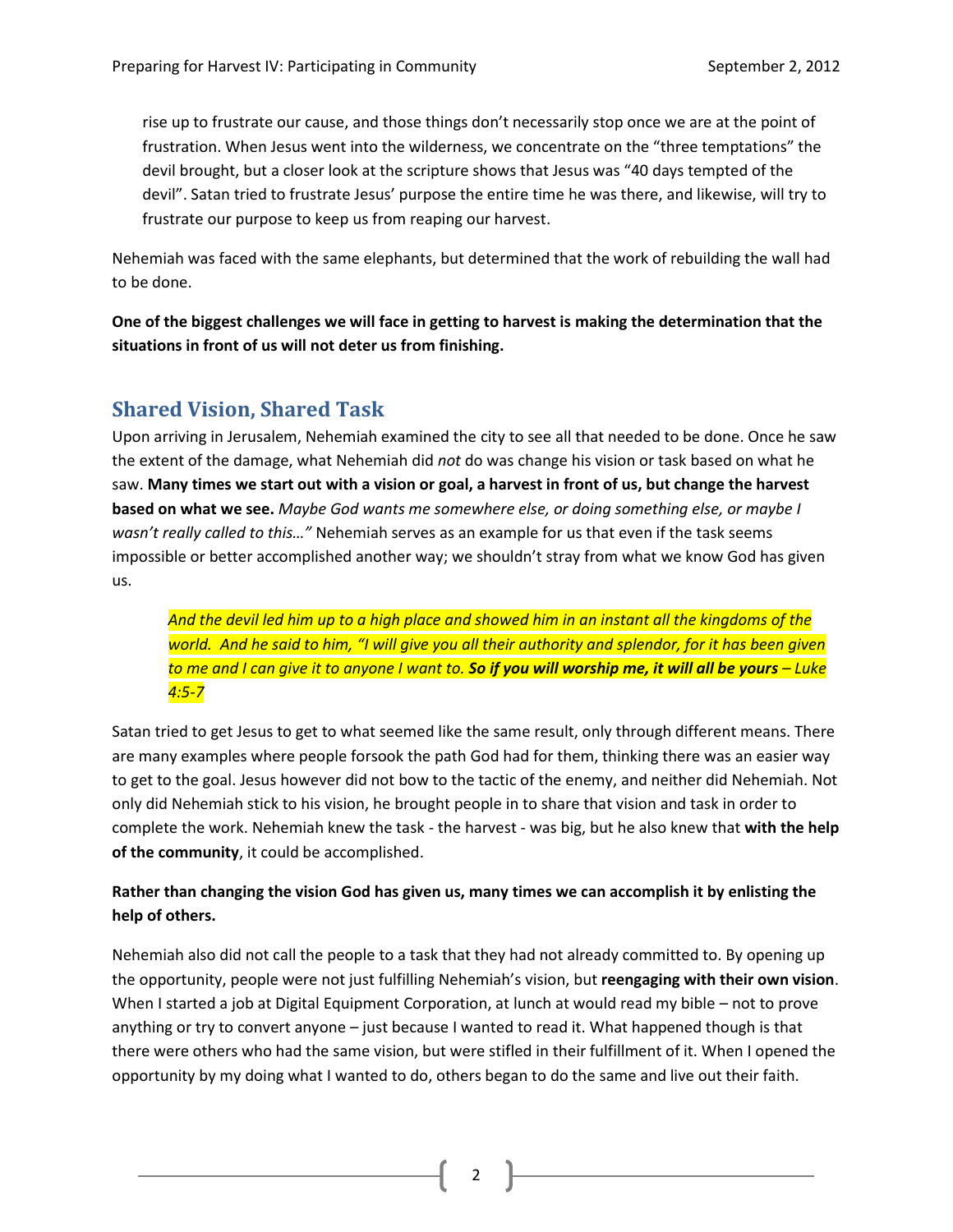rise up to frustrate our cause, and those things don't necessarily stop once we are at the point of frustration. When Jesus went into the wilderness, we concentrate on the "three temptations" the devil brought, but a closer look at the scripture shows that Jesus was "40 days tempted of the devil". Satan tried to frustrate Jesus' purpose the entire time he was there, and likewise, will try to frustrate our purpose to keep us from reaping our harvest.

Nehemiah was faced with the same elephants, but determined that the work of rebuilding the wall had to be done.

**One of the biggest challenges we will face in getting to harvest is making the determination that the situations in front of us will not deter us from finishing.**

## Shared Vision, Shared Task

Upon arriving in Jerusalem, Nehemiah examined the city to see all that needed to be done. Once he saw the extent of the damage, what Nehemiah did *not* do was change his vision or task based on what he saw. **Many times we start out with a vision or goal, a harvest in front of us, but change the harvest based on what we see.** *Maybe God wants me somewhere else, or doing something else, or maybe I wasn't really called to this…"* Nehemiah serves as an example for us that even if the task seems impossible or better accomplished another way; we shouldn't stray from what we know God has given us.

> *And the devil led him up to a high place and showed him in an instant all the kingdoms of the world. And he said to him, "I will give you all their authority and splendor, for it has been given to me and I can give it to anyone I want to.* ***So if you will worship me, it will all be yours*** *– Luke 4:5-7*

Satan tried to get Jesus to get to what seemed like the same result, only through different means. There are many examples where people forsook the path God had for them, thinking there was an easier way to get to the goal. Jesus however did not bow to the tactic of the enemy, and neither did Nehemiah. Not only did Nehemiah stick to his vision, he brought people in to share that vision and task in order to complete the work. Nehemiah knew the task - the harvest - was big, but he also knew that **with the help of the community**, it could be accomplished.

**Rather than changing the vision God has given us, many times we can accomplish it by enlisting the help of others.**

Nehemiah also did not call the people to a task that they had not already committed to. By opening up the opportunity, people were not just fulfilling Nehemiah's vision, but **reengaging with their own vision**. When I started a job at Digital Equipment Corporation, at lunch at would read my bible – not to prove anything or try to convert anyone – just because I wanted to read it. What happened though is that there were others who had the same vision, but were stifled in their fulfillment of it. When I opened the opportunity by my doing what I wanted to do, others began to do the same and live out their faith.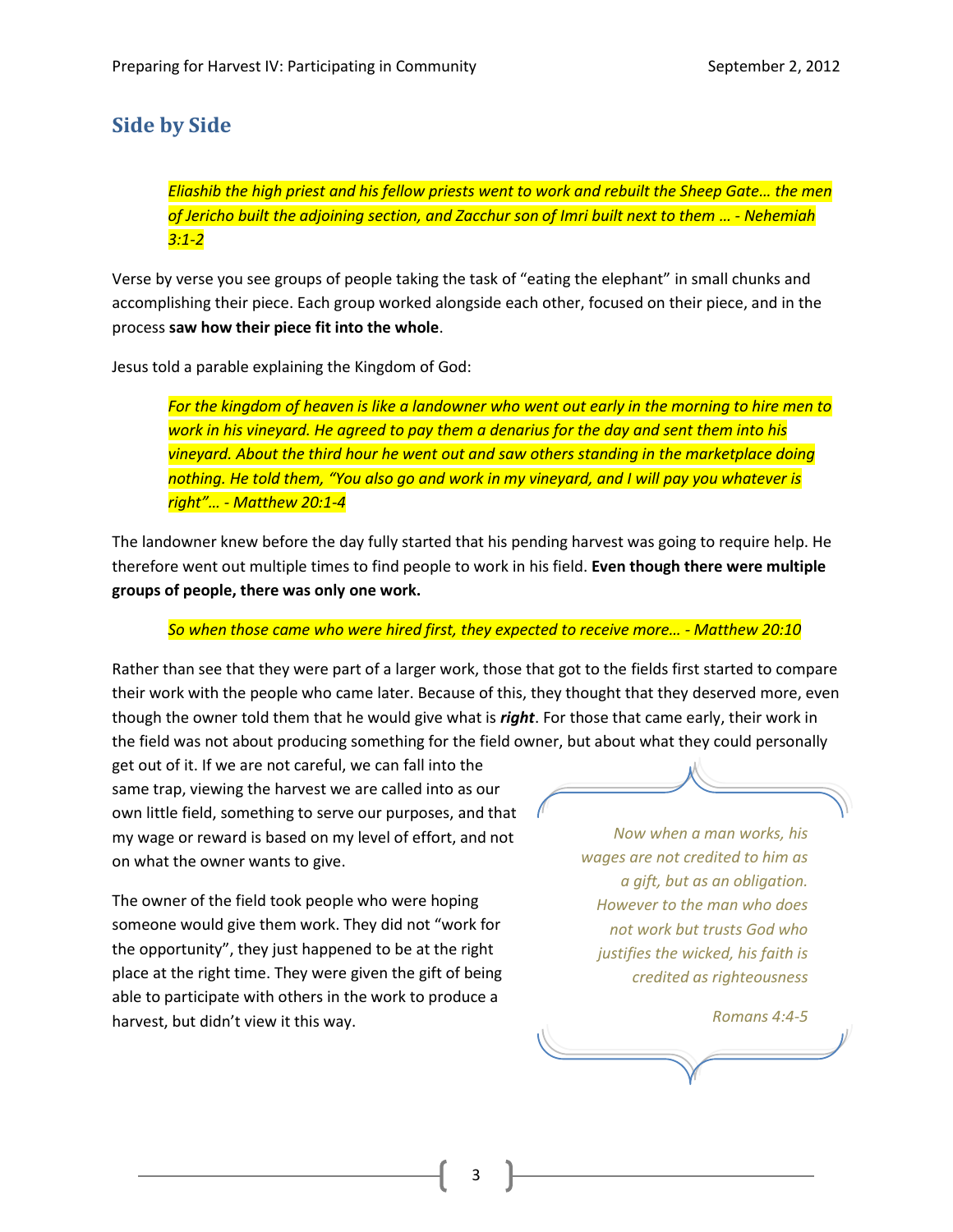## Side by Side

> *Eliashib the high priest and his fellow priests went to work and rebuilt the Sheep Gate… the men of Jericho built the adjoining section, and Zacchur son of Imri built next to them … - Nehemiah 3:1-2*

Verse by verse you see groups of people taking the task of "eating the elephant" in small chunks and accomplishing their piece. Each group worked alongside each other, focused on their piece, and in the process **saw how their piece fit into the whole**.

Jesus told a parable explaining the Kingdom of God:

> *For the kingdom of heaven is like a landowner who went out early in the morning to hire men to work in his vineyard. He agreed to pay them a denarius for the day and sent them into his vineyard. About the third hour he went out and saw others standing in the marketplace doing nothing. He told them, "You also go and work in my vineyard, and I will pay you whatever is right"… - Matthew 20:1-4*

The landowner knew before the day fully started that his pending harvest was going to require help. He therefore went out multiple times to find people to work in his field. **Even though there were multiple groups of people, there was only one work.**

> *So when those came who were hired first, they expected to receive more… - Matthew 20:10*

Rather than see that they were part of a larger work, those that got to the fields first started to compare their work with the people who came later. Because of this, they thought that they deserved more, even though the owner told them that he would give what is ***right***. For those that came early, their work in the field was not about producing something for the field owner, but about what they could personally get out of it. If we are not careful, we can fall into the same trap, viewing the harvest we are called into as our own little field, something to serve our purposes, and that my wage or reward is based on my level of effort, and not on what the owner wants to give.

> *Now when a man works, his wages are not credited to him as a gift, but as an obligation. However to the man who does not work but trusts God who justifies the wicked, his faith is credited as righteousness*
>
> *Romans 4:4-5*

The owner of the field took people who were hoping someone would give them work. They did not "work for the opportunity", they just happened to be at the right place at the right time. They were given the gift of being able to participate with others in the work to produce a harvest, but didn't view it this way.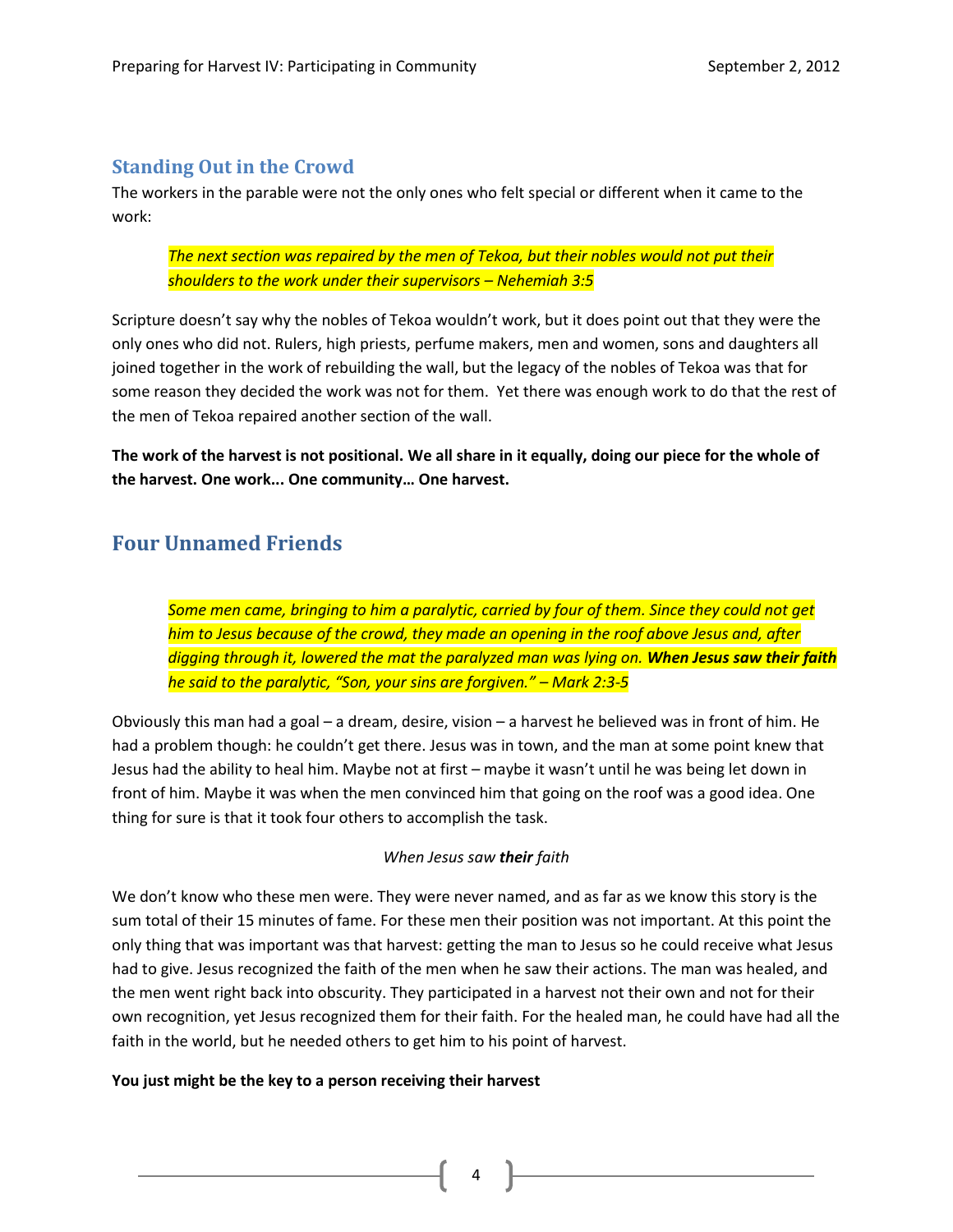## Standing Out in the Crowd

The workers in the parable were not the only ones who felt special or different when it came to the work:

> *The next section was repaired by the men of Tekoa, but their nobles would not put their shoulders to the work under their supervisors – Nehemiah 3:5*

Scripture doesn't say why the nobles of Tekoa wouldn't work, but it does point out that they were the only ones who did not. Rulers, high priests, perfume makers, men and women, sons and daughters all joined together in the work of rebuilding the wall, but the legacy of the nobles of Tekoa was that for some reason they decided the work was not for them. Yet there was enough work to do that the rest of the men of Tekoa repaired another section of the wall.

**The work of the harvest is not positional. We all share in it equally, doing our piece for the whole of the harvest. One work... One community… One harvest.**

## Four Unnamed Friends

> *Some men came, bringing to him a paralytic, carried by four of them. Since they could not get him to Jesus because of the crowd, they made an opening in the roof above Jesus and, after digging through it, lowered the mat the paralyzed man was lying on. **When Jesus saw their faith** he said to the paralytic, "Son, your sins are forgiven." – Mark 2:3-5*

Obviously this man had a goal – a dream, desire, vision – a harvest he believed was in front of him. He had a problem though: he couldn't get there. Jesus was in town, and the man at some point knew that Jesus had the ability to heal him. Maybe not at first – maybe it wasn't until he was being let down in front of him. Maybe it was when the men convinced him that going on the roof was a good idea. One thing for sure is that it took four others to accomplish the task.

*When Jesus saw **their** faith*

We don't know who these men were. They were never named, and as far as we know this story is the sum total of their 15 minutes of fame. For these men their position was not important. At this point the only thing that was important was that harvest: getting the man to Jesus so he could receive what Jesus had to give. Jesus recognized the faith of the men when he saw their actions. The man was healed, and the men went right back into obscurity. They participated in a harvest not their own and not for their own recognition, yet Jesus recognized them for their faith. For the healed man, he could have had all the faith in the world, but he needed others to get him to his point of harvest.

**You just might be the key to a person receiving their harvest**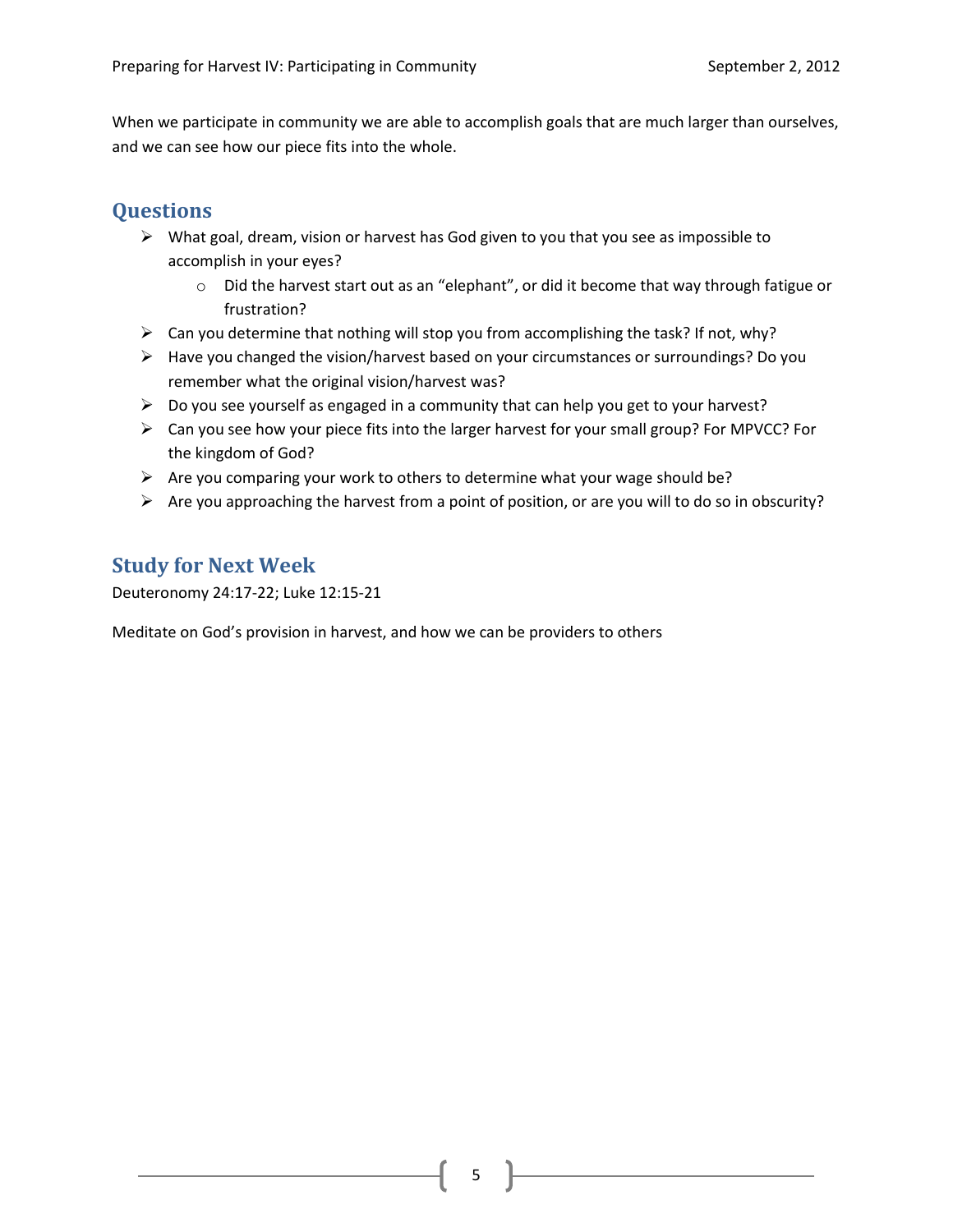When we participate in community we are able to accomplish goals that are much larger than ourselves, and we can see how our piece fits into the whole.

## Questions

- What goal, dream, vision or harvest has God given to you that you see as impossible to accomplish in your eyes?
  - Did the harvest start out as an “elephant”, or did it become that way through fatigue or frustration?
- Can you determine that nothing will stop you from accomplishing the task? If not, why?
- Have you changed the vision/harvest based on your circumstances or surroundings? Do you remember what the original vision/harvest was?
- Do you see yourself as engaged in a community that can help you get to your harvest?
- Can you see how your piece fits into the larger harvest for your small group? For MPVCC? For the kingdom of God?
- Are you comparing your work to others to determine what your wage should be?
- Are you approaching the harvest from a point of position, or are you will to do so in obscurity?

## Study for Next Week

Deuteronomy 24:17-22; Luke 12:15-21

Meditate on God’s provision in harvest, and how we can be providers to others